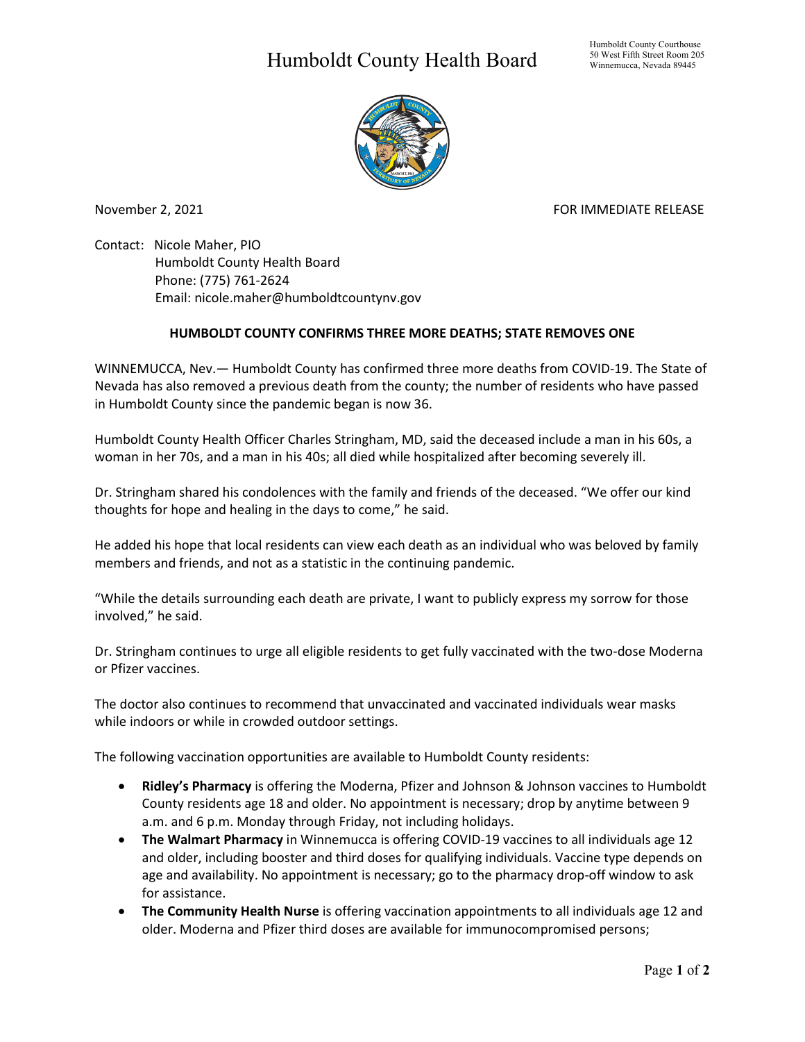# Humboldt County Health Board

Humboldt County Courthouse
50 West Fifth Street Room 205
Winnemucca, Nevada 89445

November 2, 2021

FOR IMMEDIATE RELEASE

Contact: Nicole Maher, PIO
Humboldt County Health Board
Phone: (775) 761-2624
Email: nicole.maher@humboldtcountynv.gov

## HUMBOLDT COUNTY CONFIRMS THREE MORE DEATHS; STATE REMOVES ONE

WINNEMUCCA, Nev.— Humboldt County has confirmed three more deaths from COVID-19. The State of Nevada has also removed a previous death from the county; the number of residents who have passed in Humboldt County since the pandemic began is now 36.

Humboldt County Health Officer Charles Stringham, MD, said the deceased include a man in his 60s, a woman in her 70s, and a man in his 40s; all died while hospitalized after becoming severely ill.

Dr. Stringham shared his condolences with the family and friends of the deceased. "We offer our kind thoughts for hope and healing in the days to come," he said.

He added his hope that local residents can view each death as an individual who was beloved by family members and friends, and not as a statistic in the continuing pandemic.

"While the details surrounding each death are private, I want to publicly express my sorrow for those involved," he said.

Dr. Stringham continues to urge all eligible residents to get fully vaccinated with the two-dose Moderna or Pfizer vaccines.

The doctor also continues to recommend that unvaccinated and vaccinated individuals wear masks while indoors or while in crowded outdoor settings.

The following vaccination opportunities are available to Humboldt County residents:

- **Ridley's Pharmacy** is offering the Moderna, Pfizer and Johnson & Johnson vaccines to Humboldt County residents age 18 and older. No appointment is necessary; drop by anytime between 9 a.m. and 6 p.m. Monday through Friday, not including holidays.
- **The Walmart Pharmacy** in Winnemucca is offering COVID-19 vaccines to all individuals age 12 and older, including booster and third doses for qualifying individuals. Vaccine type depends on age and availability. No appointment is necessary; go to the pharmacy drop-off window to ask for assistance.
- **The Community Health Nurse** is offering vaccination appointments to all individuals age 12 and older. Moderna and Pfizer third doses are available for immunocompromised persons;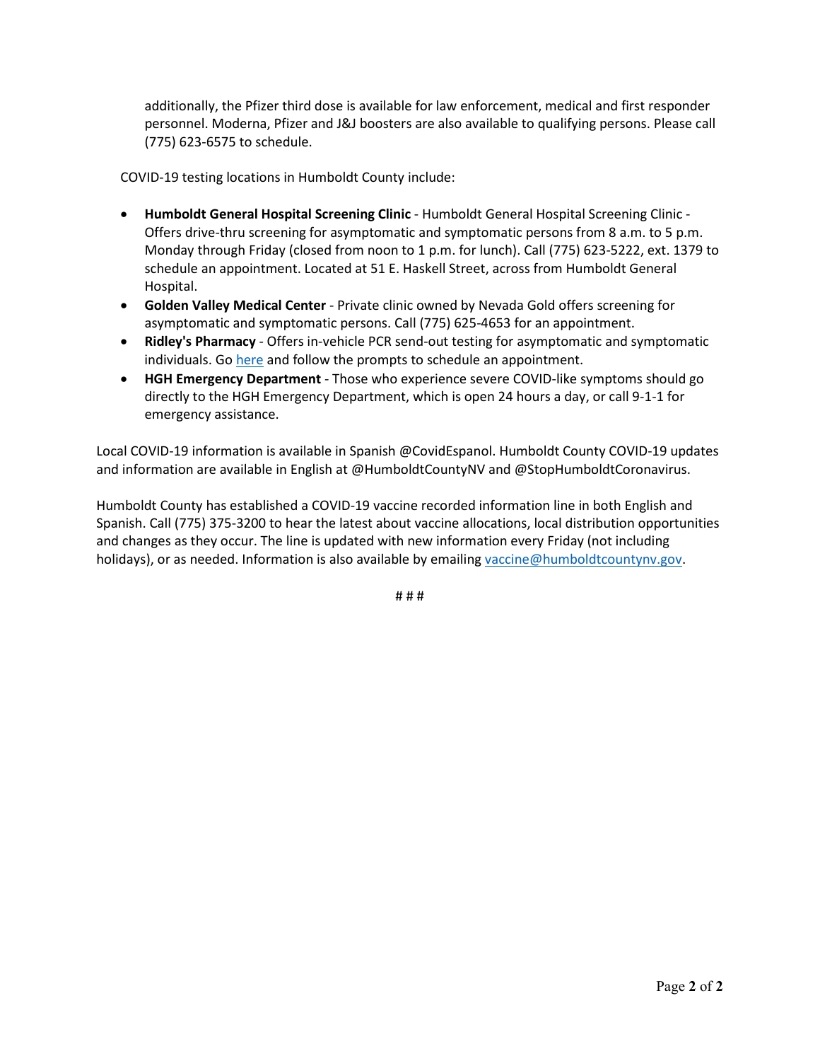additionally, the Pfizer third dose is available for law enforcement, medical and first responder personnel. Moderna, Pfizer and J&J boosters are also available to qualifying persons. Please call (775) 623-6575 to schedule.

COVID-19 testing locations in Humboldt County include:

- **Humboldt General Hospital Screening Clinic** - Humboldt General Hospital Screening Clinic - Offers drive-thru screening for asymptomatic and symptomatic persons from 8 a.m. to 5 p.m. Monday through Friday (closed from noon to 1 p.m. for lunch). Call (775) 623-5222, ext. 1379 to schedule an appointment. Located at 51 E. Haskell Street, across from Humboldt General Hospital.
- **Golden Valley Medical Center** - Private clinic owned by Nevada Gold offers screening for asymptomatic and symptomatic persons. Call (775) 625-4653 for an appointment.
- **Ridley's Pharmacy** - Offers in-vehicle PCR send-out testing for asymptomatic and symptomatic individuals. Go here and follow the prompts to schedule an appointment.
- **HGH Emergency Department** - Those who experience severe COVID-like symptoms should go directly to the HGH Emergency Department, which is open 24 hours a day, or call 9-1-1 for emergency assistance.

Local COVID-19 information is available in Spanish @CovidEspanol. Humboldt County COVID-19 updates and information are available in English at @HumboldtCountyNV and @StopHumboldtCoronavirus.

Humboldt County has established a COVID-19 vaccine recorded information line in both English and Spanish. Call (775) 375-3200 to hear the latest about vaccine allocations, local distribution opportunities and changes as they occur. The line is updated with new information every Friday (not including holidays), or as needed. Information is also available by emailing vaccine@humboldtcountynv.gov.

# # #